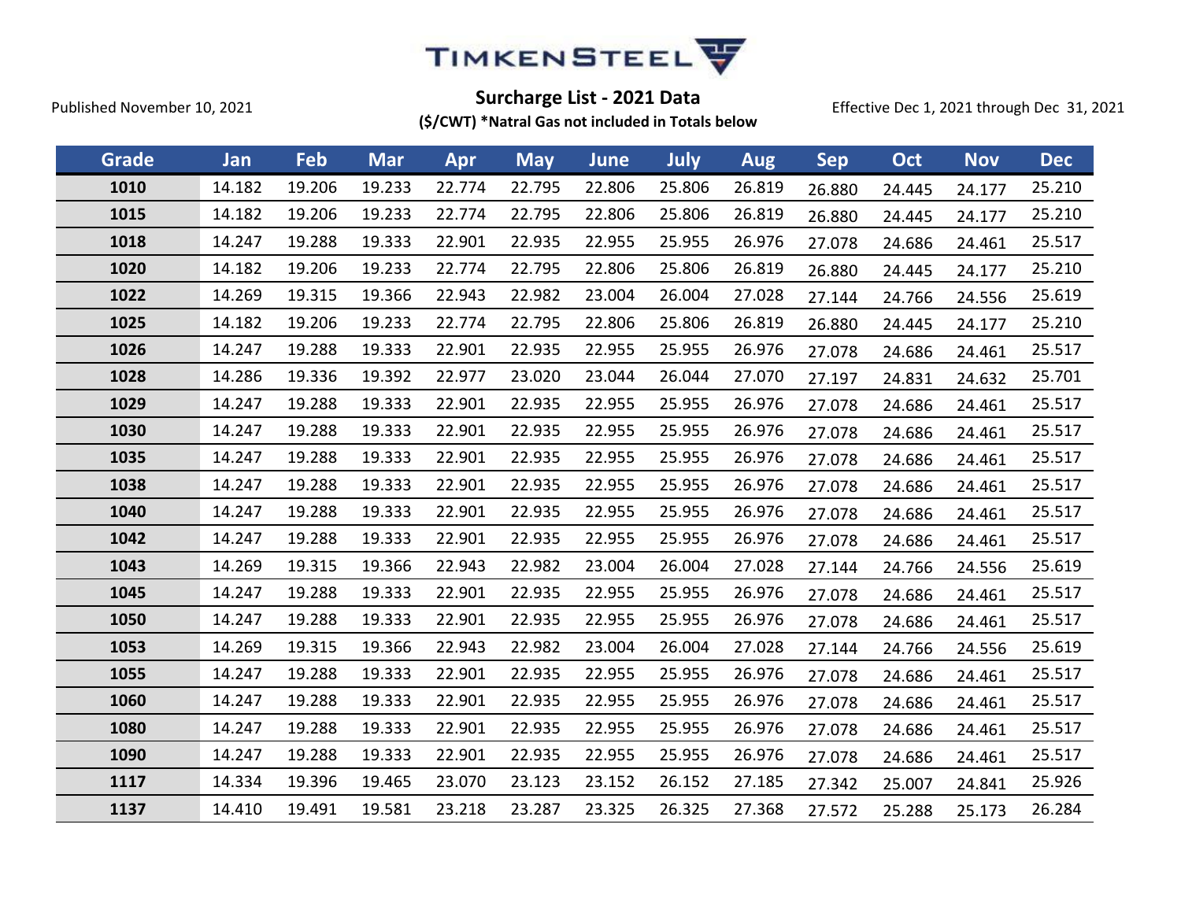TIMKENSTEEL

Published November 10, 2021

## Surcharge List - 2021 Data

**($/CWT) *Natral Gas not included in Totals below**

Effective Dec 1, 2021 through Dec 31, 2021

| Grade | Jan | Feb | Mar | Apr | May | June | July | Aug | Sep | Oct | Nov | Dec |
|---|---|---|---|---|---|---|---|---|---|---|---|---|
| **1010** | 14.182 | 19.206 | 19.233 | 22.774 | 22.795 | 22.806 | 25.806 | 26.819 | 26.880 | 24.445 | 24.177 | 25.210 |
| **1015** | 14.182 | 19.206 | 19.233 | 22.774 | 22.795 | 22.806 | 25.806 | 26.819 | 26.880 | 24.445 | 24.177 | 25.210 |
| **1018** | 14.247 | 19.288 | 19.333 | 22.901 | 22.935 | 22.955 | 25.955 | 26.976 | 27.078 | 24.686 | 24.461 | 25.517 |
| **1020** | 14.182 | 19.206 | 19.233 | 22.774 | 22.795 | 22.806 | 25.806 | 26.819 | 26.880 | 24.445 | 24.177 | 25.210 |
| **1022** | 14.269 | 19.315 | 19.366 | 22.943 | 22.982 | 23.004 | 26.004 | 27.028 | 27.144 | 24.766 | 24.556 | 25.619 |
| **1025** | 14.182 | 19.206 | 19.233 | 22.774 | 22.795 | 22.806 | 25.806 | 26.819 | 26.880 | 24.445 | 24.177 | 25.210 |
| **1026** | 14.247 | 19.288 | 19.333 | 22.901 | 22.935 | 22.955 | 25.955 | 26.976 | 27.078 | 24.686 | 24.461 | 25.517 |
| **1028** | 14.286 | 19.336 | 19.392 | 22.977 | 23.020 | 23.044 | 26.044 | 27.070 | 27.197 | 24.831 | 24.632 | 25.701 |
| **1029** | 14.247 | 19.288 | 19.333 | 22.901 | 22.935 | 22.955 | 25.955 | 26.976 | 27.078 | 24.686 | 24.461 | 25.517 |
| **1030** | 14.247 | 19.288 | 19.333 | 22.901 | 22.935 | 22.955 | 25.955 | 26.976 | 27.078 | 24.686 | 24.461 | 25.517 |
| **1035** | 14.247 | 19.288 | 19.333 | 22.901 | 22.935 | 22.955 | 25.955 | 26.976 | 27.078 | 24.686 | 24.461 | 25.517 |
| **1038** | 14.247 | 19.288 | 19.333 | 22.901 | 22.935 | 22.955 | 25.955 | 26.976 | 27.078 | 24.686 | 24.461 | 25.517 |
| **1040** | 14.247 | 19.288 | 19.333 | 22.901 | 22.935 | 22.955 | 25.955 | 26.976 | 27.078 | 24.686 | 24.461 | 25.517 |
| **1042** | 14.247 | 19.288 | 19.333 | 22.901 | 22.935 | 22.955 | 25.955 | 26.976 | 27.078 | 24.686 | 24.461 | 25.517 |
| **1043** | 14.269 | 19.315 | 19.366 | 22.943 | 22.982 | 23.004 | 26.004 | 27.028 | 27.144 | 24.766 | 24.556 | 25.619 |
| **1045** | 14.247 | 19.288 | 19.333 | 22.901 | 22.935 | 22.955 | 25.955 | 26.976 | 27.078 | 24.686 | 24.461 | 25.517 |
| **1050** | 14.247 | 19.288 | 19.333 | 22.901 | 22.935 | 22.955 | 25.955 | 26.976 | 27.078 | 24.686 | 24.461 | 25.517 |
| **1053** | 14.269 | 19.315 | 19.366 | 22.943 | 22.982 | 23.004 | 26.004 | 27.028 | 27.144 | 24.766 | 24.556 | 25.619 |
| **1055** | 14.247 | 19.288 | 19.333 | 22.901 | 22.935 | 22.955 | 25.955 | 26.976 | 27.078 | 24.686 | 24.461 | 25.517 |
| **1060** | 14.247 | 19.288 | 19.333 | 22.901 | 22.935 | 22.955 | 25.955 | 26.976 | 27.078 | 24.686 | 24.461 | 25.517 |
| **1080** | 14.247 | 19.288 | 19.333 | 22.901 | 22.935 | 22.955 | 25.955 | 26.976 | 27.078 | 24.686 | 24.461 | 25.517 |
| **1090** | 14.247 | 19.288 | 19.333 | 22.901 | 22.935 | 22.955 | 25.955 | 26.976 | 27.078 | 24.686 | 24.461 | 25.517 |
| **1117** | 14.334 | 19.396 | 19.465 | 23.070 | 23.123 | 23.152 | 26.152 | 27.185 | 27.342 | 25.007 | 24.841 | 25.926 |
| **1137** | 14.410 | 19.491 | 19.581 | 23.218 | 23.287 | 23.325 | 26.325 | 27.368 | 27.572 | 25.288 | 25.173 | 26.284 |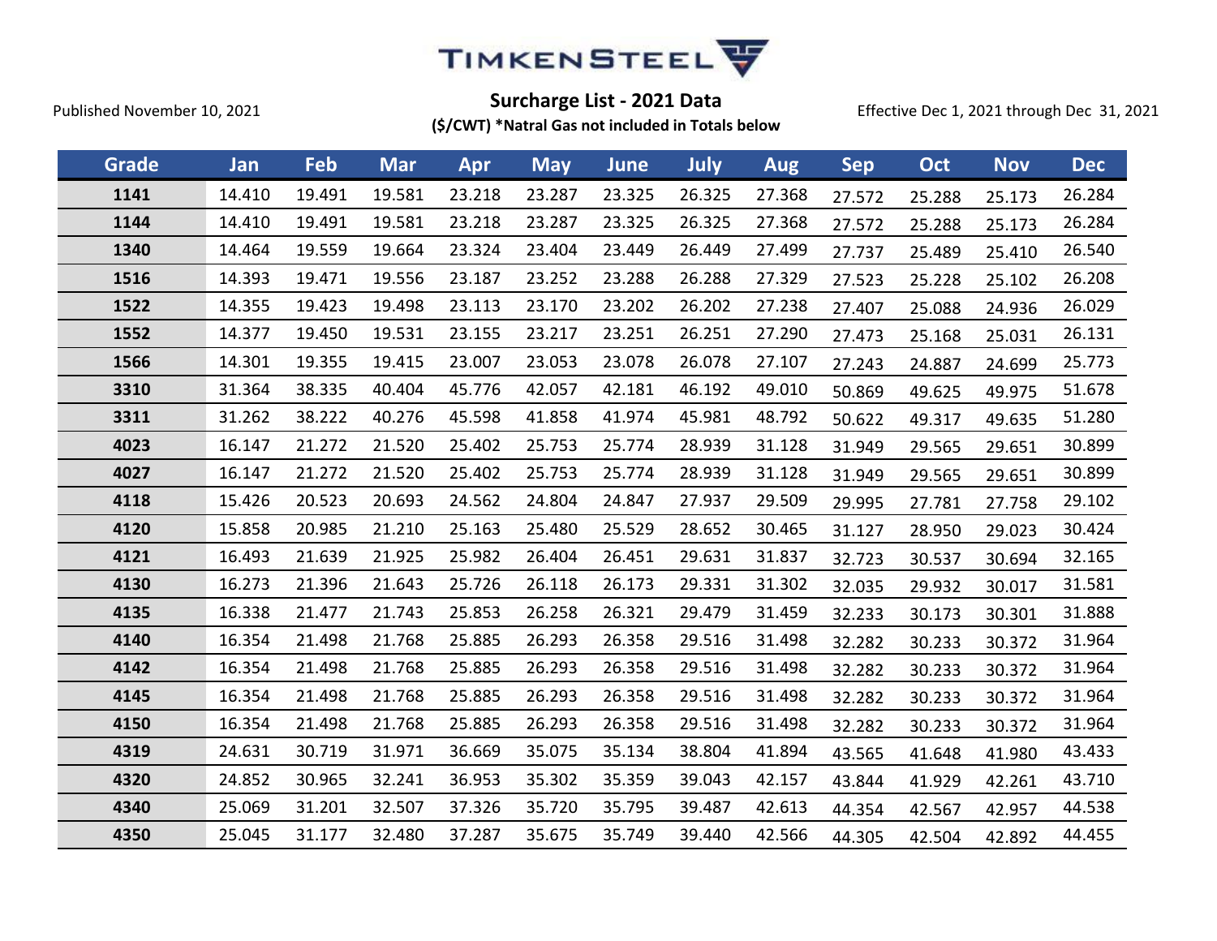TIMKENSTEEL

Published November 10, 2021

**Surcharge List - 2021 Data**

**($/CWT) *Natral Gas not included in Totals below**

Effective Dec 1, 2021 through Dec 31, 2021

| Grade | Jan | Feb | Mar | Apr | May | June | July | Aug | Sep | Oct | Nov | Dec |
|---|---|---|---|---|---|---|---|---|---|---|---|---|
| **1141** | 14.410 | 19.491 | 19.581 | 23.218 | 23.287 | 23.325 | 26.325 | 27.368 | 27.572 | 25.288 | 25.173 | 26.284 |
| **1144** | 14.410 | 19.491 | 19.581 | 23.218 | 23.287 | 23.325 | 26.325 | 27.368 | 27.572 | 25.288 | 25.173 | 26.284 |
| **1340** | 14.464 | 19.559 | 19.664 | 23.324 | 23.404 | 23.449 | 26.449 | 27.499 | 27.737 | 25.489 | 25.410 | 26.540 |
| **1516** | 14.393 | 19.471 | 19.556 | 23.187 | 23.252 | 23.288 | 26.288 | 27.329 | 27.523 | 25.228 | 25.102 | 26.208 |
| **1522** | 14.355 | 19.423 | 19.498 | 23.113 | 23.170 | 23.202 | 26.202 | 27.238 | 27.407 | 25.088 | 24.936 | 26.029 |
| **1552** | 14.377 | 19.450 | 19.531 | 23.155 | 23.217 | 23.251 | 26.251 | 27.290 | 27.473 | 25.168 | 25.031 | 26.131 |
| **1566** | 14.301 | 19.355 | 19.415 | 23.007 | 23.053 | 23.078 | 26.078 | 27.107 | 27.243 | 24.887 | 24.699 | 25.773 |
| **3310** | 31.364 | 38.335 | 40.404 | 45.776 | 42.057 | 42.181 | 46.192 | 49.010 | 50.869 | 49.625 | 49.975 | 51.678 |
| **3311** | 31.262 | 38.222 | 40.276 | 45.598 | 41.858 | 41.974 | 45.981 | 48.792 | 50.622 | 49.317 | 49.635 | 51.280 |
| **4023** | 16.147 | 21.272 | 21.520 | 25.402 | 25.753 | 25.774 | 28.939 | 31.128 | 31.949 | 29.565 | 29.651 | 30.899 |
| **4027** | 16.147 | 21.272 | 21.520 | 25.402 | 25.753 | 25.774 | 28.939 | 31.128 | 31.949 | 29.565 | 29.651 | 30.899 |
| **4118** | 15.426 | 20.523 | 20.693 | 24.562 | 24.804 | 24.847 | 27.937 | 29.509 | 29.995 | 27.781 | 27.758 | 29.102 |
| **4120** | 15.858 | 20.985 | 21.210 | 25.163 | 25.480 | 25.529 | 28.652 | 30.465 | 31.127 | 28.950 | 29.023 | 30.424 |
| **4121** | 16.493 | 21.639 | 21.925 | 25.982 | 26.404 | 26.451 | 29.631 | 31.837 | 32.723 | 30.537 | 30.694 | 32.165 |
| **4130** | 16.273 | 21.396 | 21.643 | 25.726 | 26.118 | 26.173 | 29.331 | 31.302 | 32.035 | 29.932 | 30.017 | 31.581 |
| **4135** | 16.338 | 21.477 | 21.743 | 25.853 | 26.258 | 26.321 | 29.479 | 31.459 | 32.233 | 30.173 | 30.301 | 31.888 |
| **4140** | 16.354 | 21.498 | 21.768 | 25.885 | 26.293 | 26.358 | 29.516 | 31.498 | 32.282 | 30.233 | 30.372 | 31.964 |
| **4142** | 16.354 | 21.498 | 21.768 | 25.885 | 26.293 | 26.358 | 29.516 | 31.498 | 32.282 | 30.233 | 30.372 | 31.964 |
| **4145** | 16.354 | 21.498 | 21.768 | 25.885 | 26.293 | 26.358 | 29.516 | 31.498 | 32.282 | 30.233 | 30.372 | 31.964 |
| **4150** | 16.354 | 21.498 | 21.768 | 25.885 | 26.293 | 26.358 | 29.516 | 31.498 | 32.282 | 30.233 | 30.372 | 31.964 |
| **4319** | 24.631 | 30.719 | 31.971 | 36.669 | 35.075 | 35.134 | 38.804 | 41.894 | 43.565 | 41.648 | 41.980 | 43.433 |
| **4320** | 24.852 | 30.965 | 32.241 | 36.953 | 35.302 | 35.359 | 39.043 | 42.157 | 43.844 | 41.929 | 42.261 | 43.710 |
| **4340** | 25.069 | 31.201 | 32.507 | 37.326 | 35.720 | 35.795 | 39.487 | 42.613 | 44.354 | 42.567 | 42.957 | 44.538 |
| **4350** | 25.045 | 31.177 | 32.480 | 37.287 | 35.675 | 35.749 | 39.440 | 42.566 | 44.305 | 42.504 | 42.892 | 44.455 |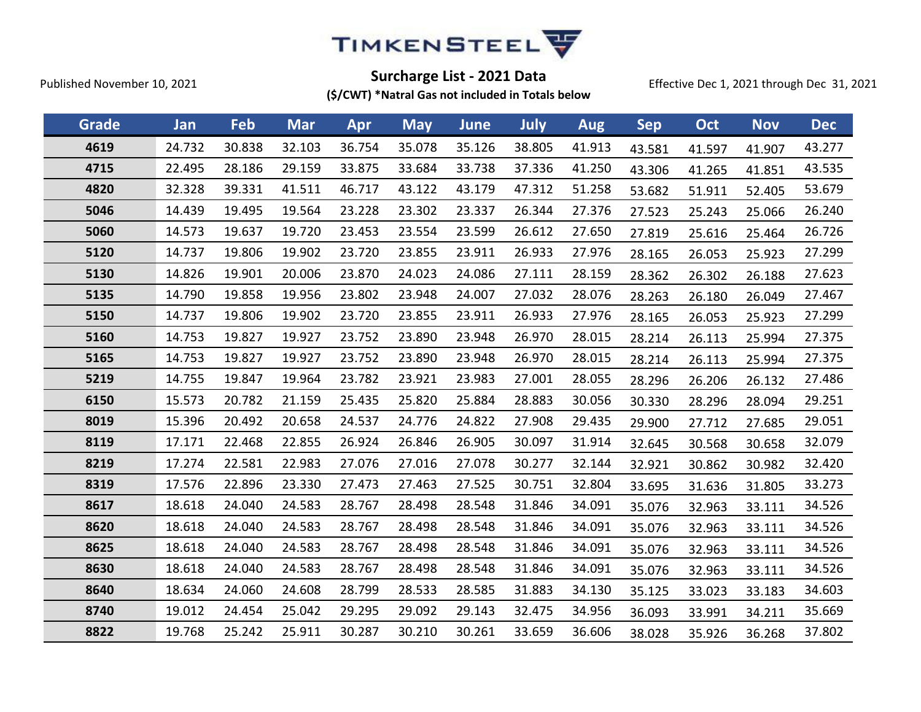TIMKENSTEEL

Published November 10, 2021

## Surcharge List - 2021 Data

**($/CWT) *Natral Gas not included in Totals below**

Effective Dec 1, 2021 through Dec 31, 2021

| Grade | Jan | Feb | Mar | Apr | May | June | July | Aug | Sep | Oct | Nov | Dec |
|---|---|---|---|---|---|---|---|---|---|---|---|---|
| 4619 | 24.732 | 30.838 | 32.103 | 36.754 | 35.078 | 35.126 | 38.805 | 41.913 | 43.581 | 41.597 | 41.907 | 43.277 |
| 4715 | 22.495 | 28.186 | 29.159 | 33.875 | 33.684 | 33.738 | 37.336 | 41.250 | 43.306 | 41.265 | 41.851 | 43.535 |
| 4820 | 32.328 | 39.331 | 41.511 | 46.717 | 43.122 | 43.179 | 47.312 | 51.258 | 53.682 | 51.911 | 52.405 | 53.679 |
| 5046 | 14.439 | 19.495 | 19.564 | 23.228 | 23.302 | 23.337 | 26.344 | 27.376 | 27.523 | 25.243 | 25.066 | 26.240 |
| 5060 | 14.573 | 19.637 | 19.720 | 23.453 | 23.554 | 23.599 | 26.612 | 27.650 | 27.819 | 25.616 | 25.464 | 26.726 |
| 5120 | 14.737 | 19.806 | 19.902 | 23.720 | 23.855 | 23.911 | 26.933 | 27.976 | 28.165 | 26.053 | 25.923 | 27.299 |
| 5130 | 14.826 | 19.901 | 20.006 | 23.870 | 24.023 | 24.086 | 27.111 | 28.159 | 28.362 | 26.302 | 26.188 | 27.623 |
| 5135 | 14.790 | 19.858 | 19.956 | 23.802 | 23.948 | 24.007 | 27.032 | 28.076 | 28.263 | 26.180 | 26.049 | 27.467 |
| 5150 | 14.737 | 19.806 | 19.902 | 23.720 | 23.855 | 23.911 | 26.933 | 27.976 | 28.165 | 26.053 | 25.923 | 27.299 |
| 5160 | 14.753 | 19.827 | 19.927 | 23.752 | 23.890 | 23.948 | 26.970 | 28.015 | 28.214 | 26.113 | 25.994 | 27.375 |
| 5165 | 14.753 | 19.827 | 19.927 | 23.752 | 23.890 | 23.948 | 26.970 | 28.015 | 28.214 | 26.113 | 25.994 | 27.375 |
| 5219 | 14.755 | 19.847 | 19.964 | 23.782 | 23.921 | 23.983 | 27.001 | 28.055 | 28.296 | 26.206 | 26.132 | 27.486 |
| 6150 | 15.573 | 20.782 | 21.159 | 25.435 | 25.820 | 25.884 | 28.883 | 30.056 | 30.330 | 28.296 | 28.094 | 29.251 |
| 8019 | 15.396 | 20.492 | 20.658 | 24.537 | 24.776 | 24.822 | 27.908 | 29.435 | 29.900 | 27.712 | 27.685 | 29.051 |
| 8119 | 17.171 | 22.468 | 22.855 | 26.924 | 26.846 | 26.905 | 30.097 | 31.914 | 32.645 | 30.568 | 30.658 | 32.079 |
| 8219 | 17.274 | 22.581 | 22.983 | 27.076 | 27.016 | 27.078 | 30.277 | 32.144 | 32.921 | 30.862 | 30.982 | 32.420 |
| 8319 | 17.576 | 22.896 | 23.330 | 27.473 | 27.463 | 27.525 | 30.751 | 32.804 | 33.695 | 31.636 | 31.805 | 33.273 |
| 8617 | 18.618 | 24.040 | 24.583 | 28.767 | 28.498 | 28.548 | 31.846 | 34.091 | 35.076 | 32.963 | 33.111 | 34.526 |
| 8620 | 18.618 | 24.040 | 24.583 | 28.767 | 28.498 | 28.548 | 31.846 | 34.091 | 35.076 | 32.963 | 33.111 | 34.526 |
| 8625 | 18.618 | 24.040 | 24.583 | 28.767 | 28.498 | 28.548 | 31.846 | 34.091 | 35.076 | 32.963 | 33.111 | 34.526 |
| 8630 | 18.618 | 24.040 | 24.583 | 28.767 | 28.498 | 28.548 | 31.846 | 34.091 | 35.076 | 32.963 | 33.111 | 34.526 |
| 8640 | 18.634 | 24.060 | 24.608 | 28.799 | 28.533 | 28.585 | 31.883 | 34.130 | 35.125 | 33.023 | 33.183 | 34.603 |
| 8740 | 19.012 | 24.454 | 25.042 | 29.295 | 29.092 | 29.143 | 32.475 | 34.956 | 36.093 | 33.991 | 34.211 | 35.669 |
| 8822 | 19.768 | 25.242 | 25.911 | 30.287 | 30.210 | 30.261 | 33.659 | 36.606 | 38.028 | 35.926 | 36.268 | 37.802 |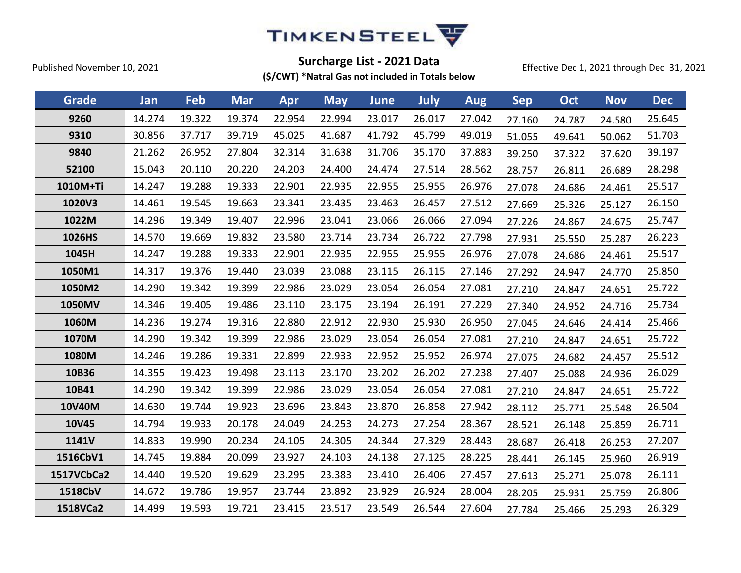# TIMKENSTEEL

Published November 10, 2021

**Surcharge List - 2021 Data**

**($/CWT) *Natral Gas not included in Totals below**

Effective Dec 1, 2021 through Dec 31, 2021

| Grade | Jan | Feb | Mar | Apr | May | June | July | Aug | Sep | Oct | Nov | Dec |
|---|---|---|---|---|---|---|---|---|---|---|---|---|
| 9260 | 14.274 | 19.322 | 19.374 | 22.954 | 22.994 | 23.017 | 26.017 | 27.042 | 27.160 | 24.787 | 24.580 | 25.645 |
| 9310 | 30.856 | 37.717 | 39.719 | 45.025 | 41.687 | 41.792 | 45.799 | 49.019 | 51.055 | 49.641 | 50.062 | 51.703 |
| 9840 | 21.262 | 26.952 | 27.804 | 32.314 | 31.638 | 31.706 | 35.170 | 37.883 | 39.250 | 37.322 | 37.620 | 39.197 |
| 52100 | 15.043 | 20.110 | 20.220 | 24.203 | 24.400 | 24.474 | 27.514 | 28.562 | 28.757 | 26.811 | 26.689 | 28.298 |
| 1010M+Ti | 14.247 | 19.288 | 19.333 | 22.901 | 22.935 | 22.955 | 25.955 | 26.976 | 27.078 | 24.686 | 24.461 | 25.517 |
| 1020V3 | 14.461 | 19.545 | 19.663 | 23.341 | 23.435 | 23.463 | 26.457 | 27.512 | 27.669 | 25.326 | 25.127 | 26.150 |
| 1022M | 14.296 | 19.349 | 19.407 | 22.996 | 23.041 | 23.066 | 26.066 | 27.094 | 27.226 | 24.867 | 24.675 | 25.747 |
| 1026HS | 14.570 | 19.669 | 19.832 | 23.580 | 23.714 | 23.734 | 26.722 | 27.798 | 27.931 | 25.550 | 25.287 | 26.223 |
| 1045H | 14.247 | 19.288 | 19.333 | 22.901 | 22.935 | 22.955 | 25.955 | 26.976 | 27.078 | 24.686 | 24.461 | 25.517 |
| 1050M1 | 14.317 | 19.376 | 19.440 | 23.039 | 23.088 | 23.115 | 26.115 | 27.146 | 27.292 | 24.947 | 24.770 | 25.850 |
| 1050M2 | 14.290 | 19.342 | 19.399 | 22.986 | 23.029 | 23.054 | 26.054 | 27.081 | 27.210 | 24.847 | 24.651 | 25.722 |
| 1050MV | 14.346 | 19.405 | 19.486 | 23.110 | 23.175 | 23.194 | 26.191 | 27.229 | 27.340 | 24.952 | 24.716 | 25.734 |
| 1060M | 14.236 | 19.274 | 19.316 | 22.880 | 22.912 | 22.930 | 25.930 | 26.950 | 27.045 | 24.646 | 24.414 | 25.466 |
| 1070M | 14.290 | 19.342 | 19.399 | 22.986 | 23.029 | 23.054 | 26.054 | 27.081 | 27.210 | 24.847 | 24.651 | 25.722 |
| 1080M | 14.246 | 19.286 | 19.331 | 22.899 | 22.933 | 22.952 | 25.952 | 26.974 | 27.075 | 24.682 | 24.457 | 25.512 |
| 10B36 | 14.355 | 19.423 | 19.498 | 23.113 | 23.170 | 23.202 | 26.202 | 27.238 | 27.407 | 25.088 | 24.936 | 26.029 |
| 10B41 | 14.290 | 19.342 | 19.399 | 22.986 | 23.029 | 23.054 | 26.054 | 27.081 | 27.210 | 24.847 | 24.651 | 25.722 |
| 10V40M | 14.630 | 19.744 | 19.923 | 23.696 | 23.843 | 23.870 | 26.858 | 27.942 | 28.112 | 25.771 | 25.548 | 26.504 |
| 10V45 | 14.794 | 19.933 | 20.178 | 24.049 | 24.253 | 24.273 | 27.254 | 28.367 | 28.521 | 26.148 | 25.859 | 26.711 |
| 1141V | 14.833 | 19.990 | 20.234 | 24.105 | 24.305 | 24.344 | 27.329 | 28.443 | 28.687 | 26.418 | 26.253 | 27.207 |
| 1516CbV1 | 14.745 | 19.884 | 20.099 | 23.927 | 24.103 | 24.138 | 27.125 | 28.225 | 28.441 | 26.145 | 25.960 | 26.919 |
| 1517VCbCa2 | 14.440 | 19.520 | 19.629 | 23.295 | 23.383 | 23.410 | 26.406 | 27.457 | 27.613 | 25.271 | 25.078 | 26.111 |
| 1518CbV | 14.672 | 19.786 | 19.957 | 23.744 | 23.892 | 23.929 | 26.924 | 28.004 | 28.205 | 25.931 | 25.759 | 26.806 |
| 1518VCa2 | 14.499 | 19.593 | 19.721 | 23.415 | 23.517 | 23.549 | 26.544 | 27.604 | 27.784 | 25.466 | 25.293 | 26.329 |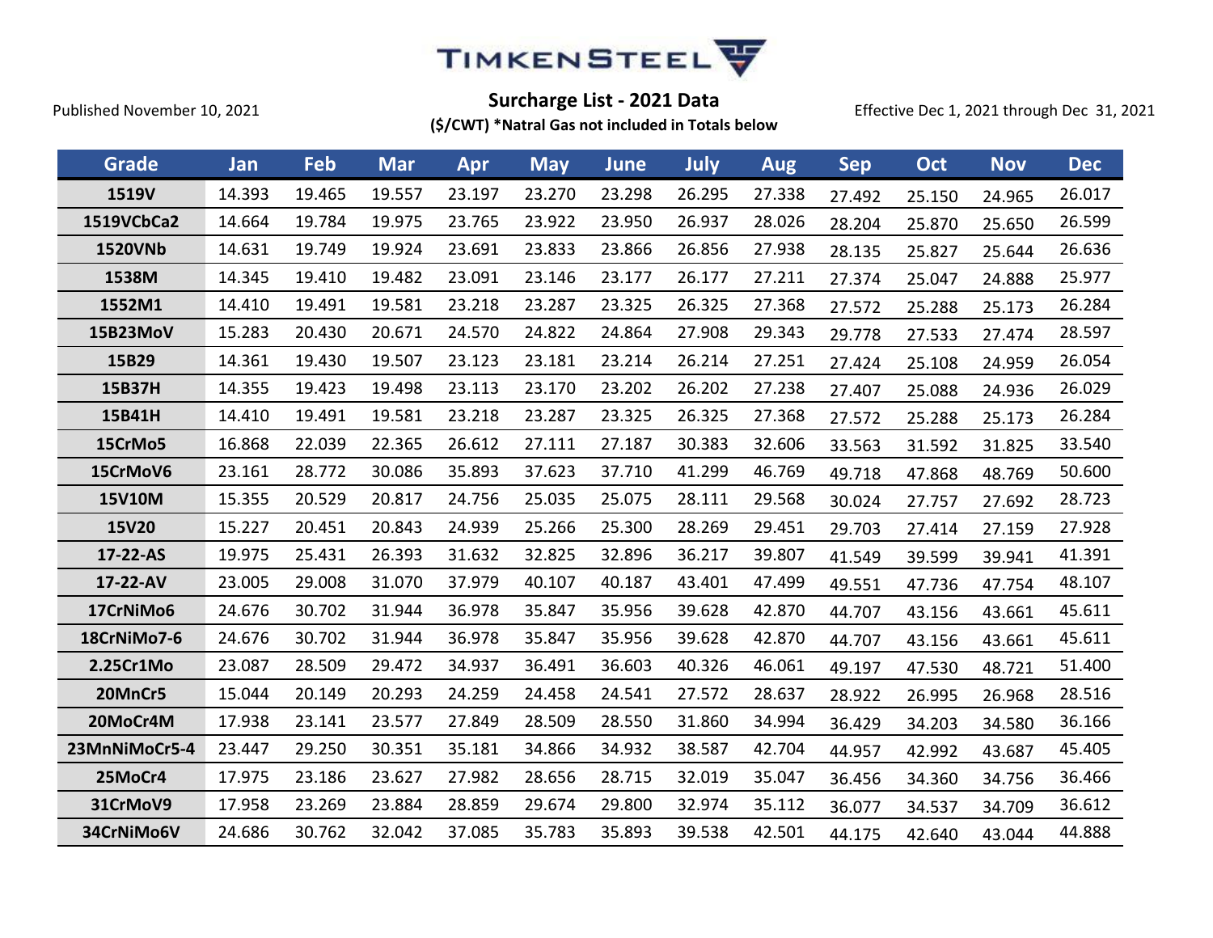TIMKENSTEEL

Published November 10, 2021

## Surcharge List - 2021 Data

**($/CWT) *Natral Gas not included in Totals below**

Effective Dec 1, 2021 through Dec 31, 2021

| Grade | Jan | Feb | Mar | Apr | May | June | July | Aug | Sep | Oct | Nov | Dec |
|---|---|---|---|---|---|---|---|---|---|---|---|---|
| 1519V | 14.393 | 19.465 | 19.557 | 23.197 | 23.270 | 23.298 | 26.295 | 27.338 | 27.492 | 25.150 | 24.965 | 26.017 |
| 1519VCbCa2 | 14.664 | 19.784 | 19.975 | 23.765 | 23.922 | 23.950 | 26.937 | 28.026 | 28.204 | 25.870 | 25.650 | 26.599 |
| 1520VNb | 14.631 | 19.749 | 19.924 | 23.691 | 23.833 | 23.866 | 26.856 | 27.938 | 28.135 | 25.827 | 25.644 | 26.636 |
| 1538M | 14.345 | 19.410 | 19.482 | 23.091 | 23.146 | 23.177 | 26.177 | 27.211 | 27.374 | 25.047 | 24.888 | 25.977 |
| 1552M1 | 14.410 | 19.491 | 19.581 | 23.218 | 23.287 | 23.325 | 26.325 | 27.368 | 27.572 | 25.288 | 25.173 | 26.284 |
| 15B23MoV | 15.283 | 20.430 | 20.671 | 24.570 | 24.822 | 24.864 | 27.908 | 29.343 | 29.778 | 27.533 | 27.474 | 28.597 |
| 15B29 | 14.361 | 19.430 | 19.507 | 23.123 | 23.181 | 23.214 | 26.214 | 27.251 | 27.424 | 25.108 | 24.959 | 26.054 |
| 15B37H | 14.355 | 19.423 | 19.498 | 23.113 | 23.170 | 23.202 | 26.202 | 27.238 | 27.407 | 25.088 | 24.936 | 26.029 |
| 15B41H | 14.410 | 19.491 | 19.581 | 23.218 | 23.287 | 23.325 | 26.325 | 27.368 | 27.572 | 25.288 | 25.173 | 26.284 |
| 15CrMo5 | 16.868 | 22.039 | 22.365 | 26.612 | 27.111 | 27.187 | 30.383 | 32.606 | 33.563 | 31.592 | 31.825 | 33.540 |
| 15CrMoV6 | 23.161 | 28.772 | 30.086 | 35.893 | 37.623 | 37.710 | 41.299 | 46.769 | 49.718 | 47.868 | 48.769 | 50.600 |
| 15V10M | 15.355 | 20.529 | 20.817 | 24.756 | 25.035 | 25.075 | 28.111 | 29.568 | 30.024 | 27.757 | 27.692 | 28.723 |
| 15V20 | 15.227 | 20.451 | 20.843 | 24.939 | 25.266 | 25.300 | 28.269 | 29.451 | 29.703 | 27.414 | 27.159 | 27.928 |
| 17-22-AS | 19.975 | 25.431 | 26.393 | 31.632 | 32.825 | 32.896 | 36.217 | 39.807 | 41.549 | 39.599 | 39.941 | 41.391 |
| 17-22-AV | 23.005 | 29.008 | 31.070 | 37.979 | 40.107 | 40.187 | 43.401 | 47.499 | 49.551 | 47.736 | 47.754 | 48.107 |
| 17CrNiMo6 | 24.676 | 30.702 | 31.944 | 36.978 | 35.847 | 35.956 | 39.628 | 42.870 | 44.707 | 43.156 | 43.661 | 45.611 |
| 18CrNiMo7-6 | 24.676 | 30.702 | 31.944 | 36.978 | 35.847 | 35.956 | 39.628 | 42.870 | 44.707 | 43.156 | 43.661 | 45.611 |
| 2.25Cr1Mo | 23.087 | 28.509 | 29.472 | 34.937 | 36.491 | 36.603 | 40.326 | 46.061 | 49.197 | 47.530 | 48.721 | 51.400 |
| 20MnCr5 | 15.044 | 20.149 | 20.293 | 24.259 | 24.458 | 24.541 | 27.572 | 28.637 | 28.922 | 26.995 | 26.968 | 28.516 |
| 20MoCr4M | 17.938 | 23.141 | 23.577 | 27.849 | 28.509 | 28.550 | 31.860 | 34.994 | 36.429 | 34.203 | 34.580 | 36.166 |
| 23MnNiMoCr5-4 | 23.447 | 29.250 | 30.351 | 35.181 | 34.866 | 34.932 | 38.587 | 42.704 | 44.957 | 42.992 | 43.687 | 45.405 |
| 25MoCr4 | 17.975 | 23.186 | 23.627 | 27.982 | 28.656 | 28.715 | 32.019 | 35.047 | 36.456 | 34.360 | 34.756 | 36.466 |
| 31CrMoV9 | 17.958 | 23.269 | 23.884 | 28.859 | 29.674 | 29.800 | 32.974 | 35.112 | 36.077 | 34.537 | 34.709 | 36.612 |
| 34CrNiMo6V | 24.686 | 30.762 | 32.042 | 37.085 | 35.783 | 35.893 | 39.538 | 42.501 | 44.175 | 42.640 | 43.044 | 44.888 |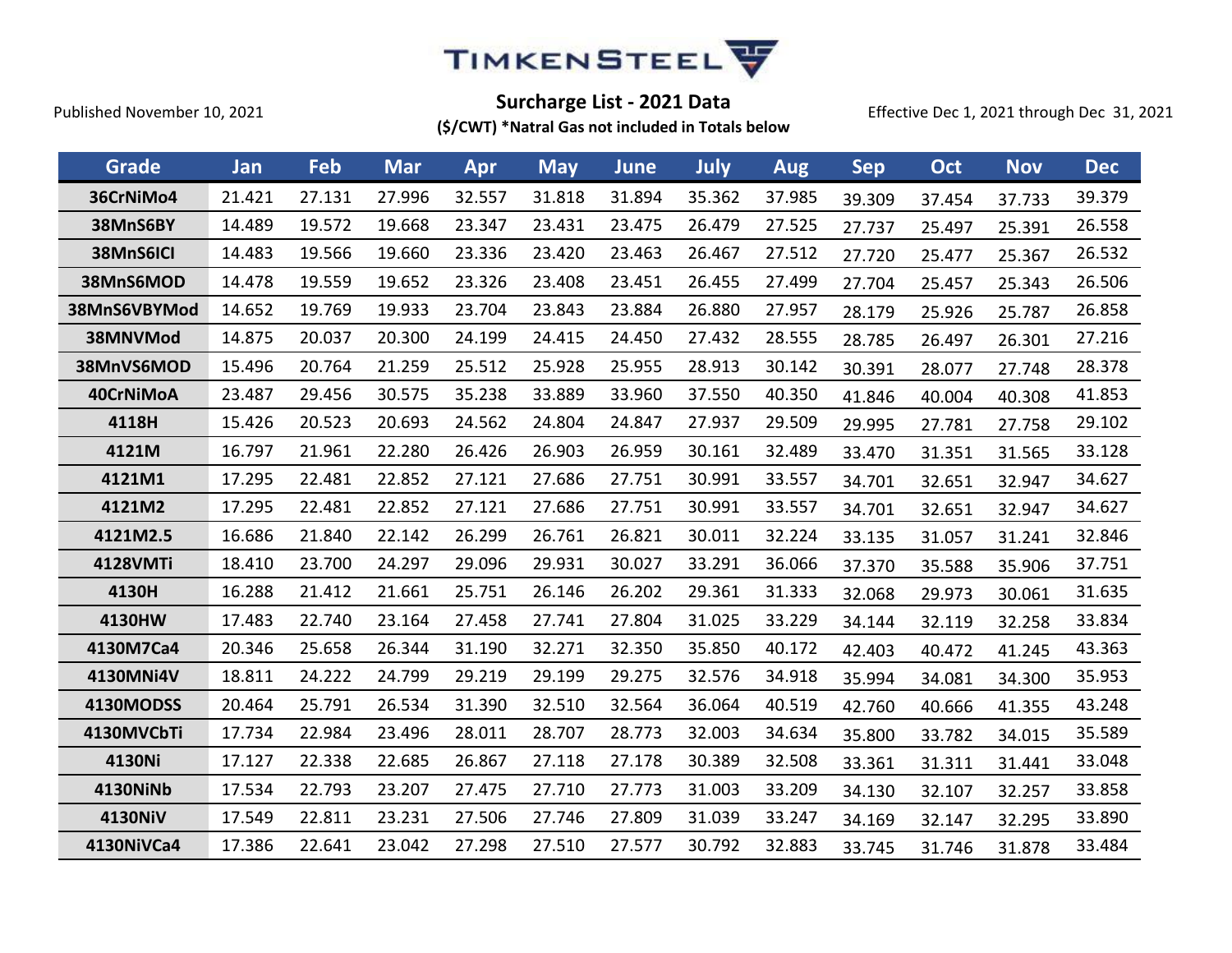TIMKENSTEEL

Published November 10, 2021

**Surcharge List - 2021 Data**

**($/CWT) *Natral Gas not included in Totals below**

Effective Dec 1, 2021 through Dec 31, 2021

| Grade | Jan | Feb | Mar | Apr | May | June | July | Aug | Sep | Oct | Nov | Dec |
|---|---|---|---|---|---|---|---|---|---|---|---|---|
| 36CrNiMo4 | 21.421 | 27.131 | 27.996 | 32.557 | 31.818 | 31.894 | 35.362 | 37.985 | 39.309 | 37.454 | 37.733 | 39.379 |
| 38MnS6BY | 14.489 | 19.572 | 19.668 | 23.347 | 23.431 | 23.475 | 26.479 | 27.525 | 27.737 | 25.497 | 25.391 | 26.558 |
| 38MnS6ICI | 14.483 | 19.566 | 19.660 | 23.336 | 23.420 | 23.463 | 26.467 | 27.512 | 27.720 | 25.477 | 25.367 | 26.532 |
| 38MnS6MOD | 14.478 | 19.559 | 19.652 | 23.326 | 23.408 | 23.451 | 26.455 | 27.499 | 27.704 | 25.457 | 25.343 | 26.506 |
| 38MnS6VBYMod | 14.652 | 19.769 | 19.933 | 23.704 | 23.843 | 23.884 | 26.880 | 27.957 | 28.179 | 25.926 | 25.787 | 26.858 |
| 38MNVMod | 14.875 | 20.037 | 20.300 | 24.199 | 24.415 | 24.450 | 27.432 | 28.555 | 28.785 | 26.497 | 26.301 | 27.216 |
| 38MnVS6MOD | 15.496 | 20.764 | 21.259 | 25.512 | 25.928 | 25.955 | 28.913 | 30.142 | 30.391 | 28.077 | 27.748 | 28.378 |
| 40CrNiMoA | 23.487 | 29.456 | 30.575 | 35.238 | 33.889 | 33.960 | 37.550 | 40.350 | 41.846 | 40.004 | 40.308 | 41.853 |
| 4118H | 15.426 | 20.523 | 20.693 | 24.562 | 24.804 | 24.847 | 27.937 | 29.509 | 29.995 | 27.781 | 27.758 | 29.102 |
| 4121M | 16.797 | 21.961 | 22.280 | 26.426 | 26.903 | 26.959 | 30.161 | 32.489 | 33.470 | 31.351 | 31.565 | 33.128 |
| 4121M1 | 17.295 | 22.481 | 22.852 | 27.121 | 27.686 | 27.751 | 30.991 | 33.557 | 34.701 | 32.651 | 32.947 | 34.627 |
| 4121M2 | 17.295 | 22.481 | 22.852 | 27.121 | 27.686 | 27.751 | 30.991 | 33.557 | 34.701 | 32.651 | 32.947 | 34.627 |
| 4121M2.5 | 16.686 | 21.840 | 22.142 | 26.299 | 26.761 | 26.821 | 30.011 | 32.224 | 33.135 | 31.057 | 31.241 | 32.846 |
| 4128VMTi | 18.410 | 23.700 | 24.297 | 29.096 | 29.931 | 30.027 | 33.291 | 36.066 | 37.370 | 35.588 | 35.906 | 37.751 |
| 4130H | 16.288 | 21.412 | 21.661 | 25.751 | 26.146 | 26.202 | 29.361 | 31.333 | 32.068 | 29.973 | 30.061 | 31.635 |
| 4130HW | 17.483 | 22.740 | 23.164 | 27.458 | 27.741 | 27.804 | 31.025 | 33.229 | 34.144 | 32.119 | 32.258 | 33.834 |
| 4130M7Ca4 | 20.346 | 25.658 | 26.344 | 31.190 | 32.271 | 32.350 | 35.850 | 40.172 | 42.403 | 40.472 | 41.245 | 43.363 |
| 4130MNi4V | 18.811 | 24.222 | 24.799 | 29.219 | 29.199 | 29.275 | 32.576 | 34.918 | 35.994 | 34.081 | 34.300 | 35.953 |
| 4130MODSS | 20.464 | 25.791 | 26.534 | 31.390 | 32.510 | 32.564 | 36.064 | 40.519 | 42.760 | 40.666 | 41.355 | 43.248 |
| 4130MVCbTi | 17.734 | 22.984 | 23.496 | 28.011 | 28.707 | 28.773 | 32.003 | 34.634 | 35.800 | 33.782 | 34.015 | 35.589 |
| 4130Ni | 17.127 | 22.338 | 22.685 | 26.867 | 27.118 | 27.178 | 30.389 | 32.508 | 33.361 | 31.311 | 31.441 | 33.048 |
| 4130NiNb | 17.534 | 22.793 | 23.207 | 27.475 | 27.710 | 27.773 | 31.003 | 33.209 | 34.130 | 32.107 | 32.257 | 33.858 |
| 4130NiV | 17.549 | 22.811 | 23.231 | 27.506 | 27.746 | 27.809 | 31.039 | 33.247 | 34.169 | 32.147 | 32.295 | 33.890 |
| 4130NiVCa4 | 17.386 | 22.641 | 23.042 | 27.298 | 27.510 | 27.577 | 30.792 | 32.883 | 33.745 | 31.746 | 31.878 | 33.484 |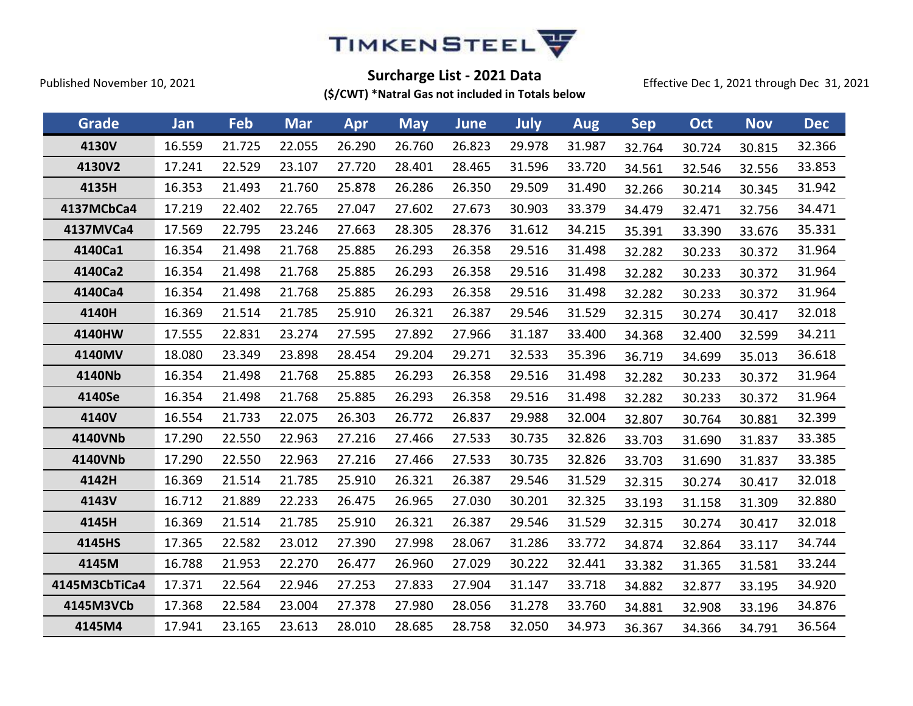TIMKENSTEEL

Published November 10, 2021

## Surcharge List - 2021 Data

**($/CWT) *Natral Gas not included in Totals below**

Effective Dec 1, 2021 through Dec 31, 2021

| Grade | Jan | Feb | Mar | Apr | May | June | July | Aug | Sep | Oct | Nov | Dec |
|---|---|---|---|---|---|---|---|---|---|---|---|---|
| 4130V | 16.559 | 21.725 | 22.055 | 26.290 | 26.760 | 26.823 | 29.978 | 31.987 | 32.764 | 30.724 | 30.815 | 32.366 |
| 4130V2 | 17.241 | 22.529 | 23.107 | 27.720 | 28.401 | 28.465 | 31.596 | 33.720 | 34.561 | 32.546 | 32.556 | 33.853 |
| 4135H | 16.353 | 21.493 | 21.760 | 25.878 | 26.286 | 26.350 | 29.509 | 31.490 | 32.266 | 30.214 | 30.345 | 31.942 |
| 4137MCbCa4 | 17.219 | 22.402 | 22.765 | 27.047 | 27.602 | 27.673 | 30.903 | 33.379 | 34.479 | 32.471 | 32.756 | 34.471 |
| 4137MVCa4 | 17.569 | 22.795 | 23.246 | 27.663 | 28.305 | 28.376 | 31.612 | 34.215 | 35.391 | 33.390 | 33.676 | 35.331 |
| 4140Ca1 | 16.354 | 21.498 | 21.768 | 25.885 | 26.293 | 26.358 | 29.516 | 31.498 | 32.282 | 30.233 | 30.372 | 31.964 |
| 4140Ca2 | 16.354 | 21.498 | 21.768 | 25.885 | 26.293 | 26.358 | 29.516 | 31.498 | 32.282 | 30.233 | 30.372 | 31.964 |
| 4140Ca4 | 16.354 | 21.498 | 21.768 | 25.885 | 26.293 | 26.358 | 29.516 | 31.498 | 32.282 | 30.233 | 30.372 | 31.964 |
| 4140H | 16.369 | 21.514 | 21.785 | 25.910 | 26.321 | 26.387 | 29.546 | 31.529 | 32.315 | 30.274 | 30.417 | 32.018 |
| 4140HW | 17.555 | 22.831 | 23.274 | 27.595 | 27.892 | 27.966 | 31.187 | 33.400 | 34.368 | 32.400 | 32.599 | 34.211 |
| 4140MV | 18.080 | 23.349 | 23.898 | 28.454 | 29.204 | 29.271 | 32.533 | 35.396 | 36.719 | 34.699 | 35.013 | 36.618 |
| 4140Nb | 16.354 | 21.498 | 21.768 | 25.885 | 26.293 | 26.358 | 29.516 | 31.498 | 32.282 | 30.233 | 30.372 | 31.964 |
| 4140Se | 16.354 | 21.498 | 21.768 | 25.885 | 26.293 | 26.358 | 29.516 | 31.498 | 32.282 | 30.233 | 30.372 | 31.964 |
| 4140V | 16.554 | 21.733 | 22.075 | 26.303 | 26.772 | 26.837 | 29.988 | 32.004 | 32.807 | 30.764 | 30.881 | 32.399 |
| 4140VNb | 17.290 | 22.550 | 22.963 | 27.216 | 27.466 | 27.533 | 30.735 | 32.826 | 33.703 | 31.690 | 31.837 | 33.385 |
| 4140VNb | 17.290 | 22.550 | 22.963 | 27.216 | 27.466 | 27.533 | 30.735 | 32.826 | 33.703 | 31.690 | 31.837 | 33.385 |
| 4142H | 16.369 | 21.514 | 21.785 | 25.910 | 26.321 | 26.387 | 29.546 | 31.529 | 32.315 | 30.274 | 30.417 | 32.018 |
| 4143V | 16.712 | 21.889 | 22.233 | 26.475 | 26.965 | 27.030 | 30.201 | 32.325 | 33.193 | 31.158 | 31.309 | 32.880 |
| 4145H | 16.369 | 21.514 | 21.785 | 25.910 | 26.321 | 26.387 | 29.546 | 31.529 | 32.315 | 30.274 | 30.417 | 32.018 |
| 4145HS | 17.365 | 22.582 | 23.012 | 27.390 | 27.998 | 28.067 | 31.286 | 33.772 | 34.874 | 32.864 | 33.117 | 34.744 |
| 4145M | 16.788 | 21.953 | 22.270 | 26.477 | 26.960 | 27.029 | 30.222 | 32.441 | 33.382 | 31.365 | 31.581 | 33.244 |
| 4145M3CbTiCa4 | 17.371 | 22.564 | 22.946 | 27.253 | 27.833 | 27.904 | 31.147 | 33.718 | 34.882 | 32.877 | 33.195 | 34.920 |
| 4145M3VCb | 17.368 | 22.584 | 23.004 | 27.378 | 27.980 | 28.056 | 31.278 | 33.760 | 34.881 | 32.908 | 33.196 | 34.876 |
| 4145M4 | 17.941 | 23.165 | 23.613 | 28.010 | 28.685 | 28.758 | 32.050 | 34.973 | 36.367 | 34.366 | 34.791 | 36.564 |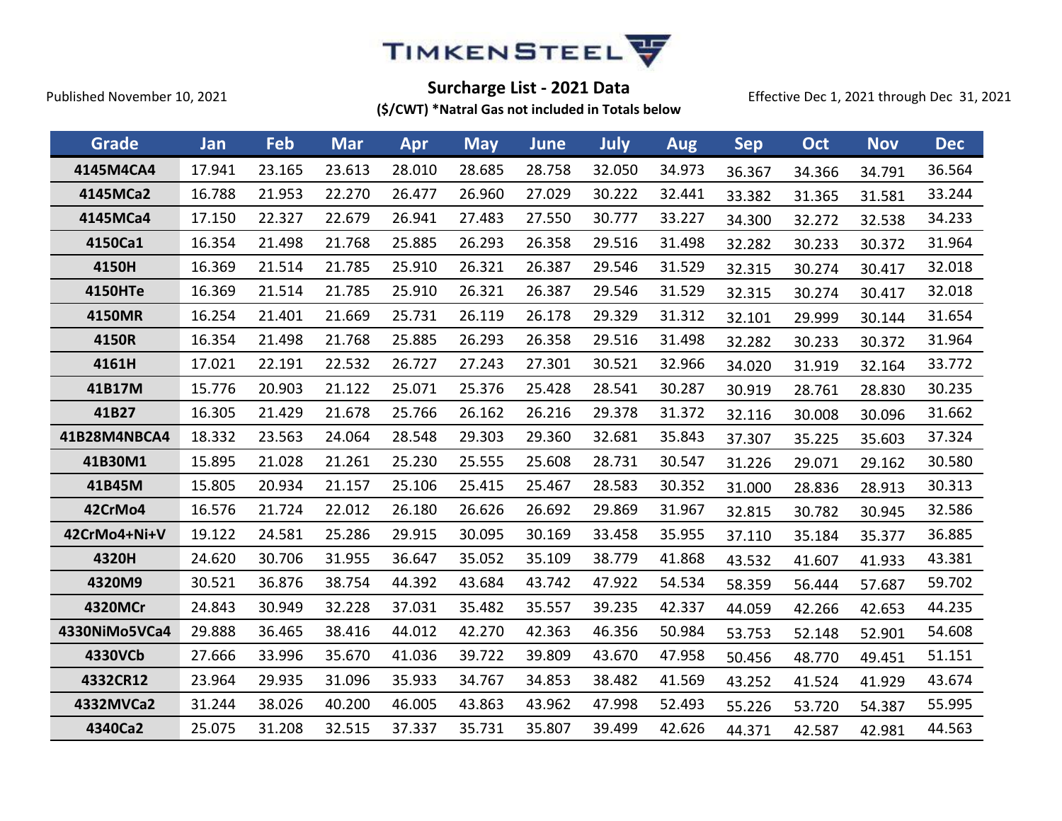# TIMKENSTEEL

Published November 10, 2021

## Surcharge List - 2021 Data

**($/CWT) *Natral Gas not included in Totals below**

Effective Dec 1, 2021 through Dec 31, 2021

| Grade | Jan | Feb | Mar | Apr | May | June | July | Aug | Sep | Oct | Nov | Dec |
|---|---|---|---|---|---|---|---|---|---|---|---|---|
| 4145M4CA4 | 17.941 | 23.165 | 23.613 | 28.010 | 28.685 | 28.758 | 32.050 | 34.973 | 36.367 | 34.366 | 34.791 | 36.564 |
| 4145MCa2 | 16.788 | 21.953 | 22.270 | 26.477 | 26.960 | 27.029 | 30.222 | 32.441 | 33.382 | 31.365 | 31.581 | 33.244 |
| 4145MCa4 | 17.150 | 22.327 | 22.679 | 26.941 | 27.483 | 27.550 | 30.777 | 33.227 | 34.300 | 32.272 | 32.538 | 34.233 |
| 4150Ca1 | 16.354 | 21.498 | 21.768 | 25.885 | 26.293 | 26.358 | 29.516 | 31.498 | 32.282 | 30.233 | 30.372 | 31.964 |
| 4150H | 16.369 | 21.514 | 21.785 | 25.910 | 26.321 | 26.387 | 29.546 | 31.529 | 32.315 | 30.274 | 30.417 | 32.018 |
| 4150HTe | 16.369 | 21.514 | 21.785 | 25.910 | 26.321 | 26.387 | 29.546 | 31.529 | 32.315 | 30.274 | 30.417 | 32.018 |
| 4150MR | 16.254 | 21.401 | 21.669 | 25.731 | 26.119 | 26.178 | 29.329 | 31.312 | 32.101 | 29.999 | 30.144 | 31.654 |
| 4150R | 16.354 | 21.498 | 21.768 | 25.885 | 26.293 | 26.358 | 29.516 | 31.498 | 32.282 | 30.233 | 30.372 | 31.964 |
| 4161H | 17.021 | 22.191 | 22.532 | 26.727 | 27.243 | 27.301 | 30.521 | 32.966 | 34.020 | 31.919 | 32.164 | 33.772 |
| 41B17M | 15.776 | 20.903 | 21.122 | 25.071 | 25.376 | 25.428 | 28.541 | 30.287 | 30.919 | 28.761 | 28.830 | 30.235 |
| 41B27 | 16.305 | 21.429 | 21.678 | 25.766 | 26.162 | 26.216 | 29.378 | 31.372 | 32.116 | 30.008 | 30.096 | 31.662 |
| 41B28M4NBCA4 | 18.332 | 23.563 | 24.064 | 28.548 | 29.303 | 29.360 | 32.681 | 35.843 | 37.307 | 35.225 | 35.603 | 37.324 |
| 41B30M1 | 15.895 | 21.028 | 21.261 | 25.230 | 25.555 | 25.608 | 28.731 | 30.547 | 31.226 | 29.071 | 29.162 | 30.580 |
| 41B45M | 15.805 | 20.934 | 21.157 | 25.106 | 25.415 | 25.467 | 28.583 | 30.352 | 31.000 | 28.836 | 28.913 | 30.313 |
| 42CrMo4 | 16.576 | 21.724 | 22.012 | 26.180 | 26.626 | 26.692 | 29.869 | 31.967 | 32.815 | 30.782 | 30.945 | 32.586 |
| 42CrMo4+Ni+V | 19.122 | 24.581 | 25.286 | 29.915 | 30.095 | 30.169 | 33.458 | 35.955 | 37.110 | 35.184 | 35.377 | 36.885 |
| 4320H | 24.620 | 30.706 | 31.955 | 36.647 | 35.052 | 35.109 | 38.779 | 41.868 | 43.532 | 41.607 | 41.933 | 43.381 |
| 4320M9 | 30.521 | 36.876 | 38.754 | 44.392 | 43.684 | 43.742 | 47.922 | 54.534 | 58.359 | 56.444 | 57.687 | 59.702 |
| 4320MCr | 24.843 | 30.949 | 32.228 | 37.031 | 35.482 | 35.557 | 39.235 | 42.337 | 44.059 | 42.266 | 42.653 | 44.235 |
| 4330NiMo5VCa4 | 29.888 | 36.465 | 38.416 | 44.012 | 42.270 | 42.363 | 46.356 | 50.984 | 53.753 | 52.148 | 52.901 | 54.608 |
| 4330VCb | 27.666 | 33.996 | 35.670 | 41.036 | 39.722 | 39.809 | 43.670 | 47.958 | 50.456 | 48.770 | 49.451 | 51.151 |
| 4332CR12 | 23.964 | 29.935 | 31.096 | 35.933 | 34.767 | 34.853 | 38.482 | 41.569 | 43.252 | 41.524 | 41.929 | 43.674 |
| 4332MVCa2 | 31.244 | 38.026 | 40.200 | 46.005 | 43.863 | 43.962 | 47.998 | 52.493 | 55.226 | 53.720 | 54.387 | 55.995 |
| 4340Ca2 | 25.075 | 31.208 | 32.515 | 37.337 | 35.731 | 35.807 | 39.499 | 42.626 | 44.371 | 42.587 | 42.981 | 44.563 |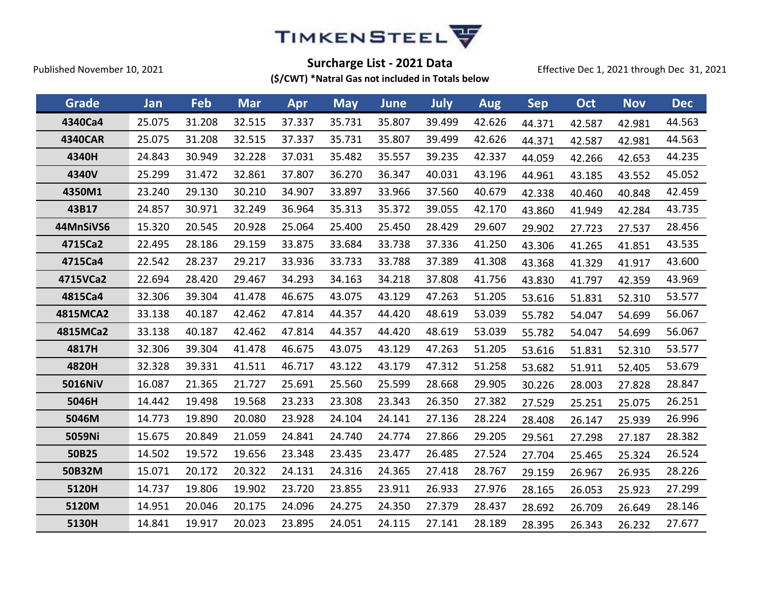TimkenSteel

Published November 10, 2021

## Surcharge List - 2021 Data

**($/CWT) *Natral Gas not included in Totals below**

Effective Dec 1, 2021 through Dec 31, 2021

| Grade | Jan | Feb | Mar | Apr | May | June | July | Aug | Sep | Oct | Nov | Dec |
|---|---|---|---|---|---|---|---|---|---|---|---|---|
| 4340Ca4 | 25.075 | 31.208 | 32.515 | 37.337 | 35.731 | 35.807 | 39.499 | 42.626 | 44.371 | 42.587 | 42.981 | 44.563 |
| 4340CAR | 25.075 | 31.208 | 32.515 | 37.337 | 35.731 | 35.807 | 39.499 | 42.626 | 44.371 | 42.587 | 42.981 | 44.563 |
| 4340H | 24.843 | 30.949 | 32.228 | 37.031 | 35.482 | 35.557 | 39.235 | 42.337 | 44.059 | 42.266 | 42.653 | 44.235 |
| 4340V | 25.299 | 31.472 | 32.861 | 37.807 | 36.270 | 36.347 | 40.031 | 43.196 | 44.961 | 43.185 | 43.552 | 45.052 |
| 4350M1 | 23.240 | 29.130 | 30.210 | 34.907 | 33.897 | 33.966 | 37.560 | 40.679 | 42.338 | 40.460 | 40.848 | 42.459 |
| 43B17 | 24.857 | 30.971 | 32.249 | 36.964 | 35.313 | 35.372 | 39.055 | 42.170 | 43.860 | 41.949 | 42.284 | 43.735 |
| 44MnSiVS6 | 15.320 | 20.545 | 20.928 | 25.064 | 25.400 | 25.450 | 28.429 | 29.607 | 29.902 | 27.723 | 27.537 | 28.456 |
| 4715Ca2 | 22.495 | 28.186 | 29.159 | 33.875 | 33.684 | 33.738 | 37.336 | 41.250 | 43.306 | 41.265 | 41.851 | 43.535 |
| 4715Ca4 | 22.542 | 28.237 | 29.217 | 33.936 | 33.733 | 33.788 | 37.389 | 41.308 | 43.368 | 41.329 | 41.917 | 43.600 |
| 4715VCa2 | 22.694 | 28.420 | 29.467 | 34.293 | 34.163 | 34.218 | 37.808 | 41.756 | 43.830 | 41.797 | 42.359 | 43.969 |
| 4815Ca4 | 32.306 | 39.304 | 41.478 | 46.675 | 43.075 | 43.129 | 47.263 | 51.205 | 53.616 | 51.831 | 52.310 | 53.577 |
| 4815MCA2 | 33.138 | 40.187 | 42.462 | 47.814 | 44.357 | 44.420 | 48.619 | 53.039 | 55.782 | 54.047 | 54.699 | 56.067 |
| 4815MCa2 | 33.138 | 40.187 | 42.462 | 47.814 | 44.357 | 44.420 | 48.619 | 53.039 | 55.782 | 54.047 | 54.699 | 56.067 |
| 4817H | 32.306 | 39.304 | 41.478 | 46.675 | 43.075 | 43.129 | 47.263 | 51.205 | 53.616 | 51.831 | 52.310 | 53.577 |
| 4820H | 32.328 | 39.331 | 41.511 | 46.717 | 43.122 | 43.179 | 47.312 | 51.258 | 53.682 | 51.911 | 52.405 | 53.679 |
| 5016NiV | 16.087 | 21.365 | 21.727 | 25.691 | 25.560 | 25.599 | 28.668 | 29.905 | 30.226 | 28.003 | 27.828 | 28.847 |
| 5046H | 14.442 | 19.498 | 19.568 | 23.233 | 23.308 | 23.343 | 26.350 | 27.382 | 27.529 | 25.251 | 25.075 | 26.251 |
| 5046M | 14.773 | 19.890 | 20.080 | 23.928 | 24.104 | 24.141 | 27.136 | 28.224 | 28.408 | 26.147 | 25.939 | 26.996 |
| 5059Ni | 15.675 | 20.849 | 21.059 | 24.841 | 24.740 | 24.774 | 27.866 | 29.205 | 29.561 | 27.298 | 27.187 | 28.382 |
| 50B25 | 14.502 | 19.572 | 19.656 | 23.348 | 23.435 | 23.477 | 26.485 | 27.524 | 27.704 | 25.465 | 25.324 | 26.524 |
| 50B32M | 15.071 | 20.172 | 20.322 | 24.131 | 24.316 | 24.365 | 27.418 | 28.767 | 29.159 | 26.967 | 26.935 | 28.226 |
| 5120H | 14.737 | 19.806 | 19.902 | 23.720 | 23.855 | 23.911 | 26.933 | 27.976 | 28.165 | 26.053 | 25.923 | 27.299 |
| 5120M | 14.951 | 20.046 | 20.175 | 24.096 | 24.275 | 24.350 | 27.379 | 28.437 | 28.692 | 26.709 | 26.649 | 28.146 |
| 5130H | 14.841 | 19.917 | 20.023 | 23.895 | 24.051 | 24.115 | 27.141 | 28.189 | 28.395 | 26.343 | 26.232 | 27.677 |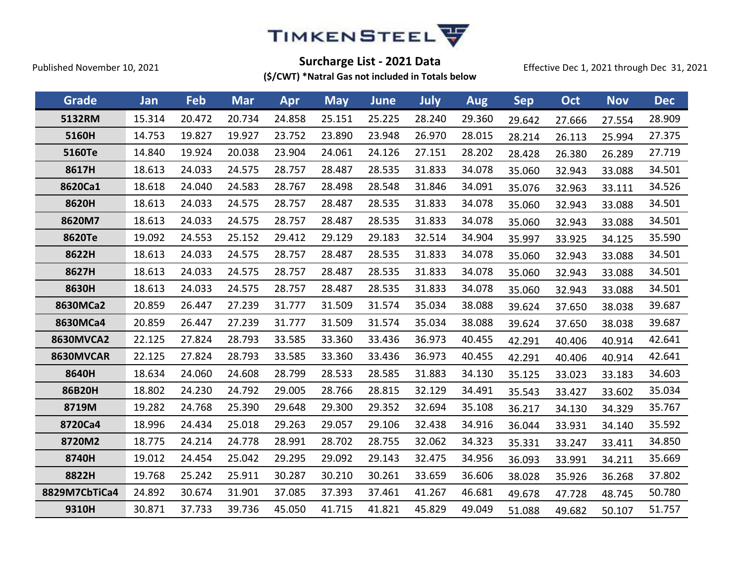TIMKENSTEEL

Published November 10, 2021

## Surcharge List - 2021 Data

**($/CWT) *Natral Gas not included in Totals below**

Effective Dec 1, 2021 through Dec 31, 2021

| Grade | Jan | Feb | Mar | Apr | May | June | July | Aug | Sep | Oct | Nov | Dec |
|---|---|---|---|---|---|---|---|---|---|---|---|---|
| 5132RM | 15.314 | 20.472 | 20.734 | 24.858 | 25.151 | 25.225 | 28.240 | 29.360 | 29.642 | 27.666 | 27.554 | 28.909 |
| 5160H | 14.753 | 19.827 | 19.927 | 23.752 | 23.890 | 23.948 | 26.970 | 28.015 | 28.214 | 26.113 | 25.994 | 27.375 |
| 5160Te | 14.840 | 19.924 | 20.038 | 23.904 | 24.061 | 24.126 | 27.151 | 28.202 | 28.428 | 26.380 | 26.289 | 27.719 |
| 8617H | 18.613 | 24.033 | 24.575 | 28.757 | 28.487 | 28.535 | 31.833 | 34.078 | 35.060 | 32.943 | 33.088 | 34.501 |
| 8620Ca1 | 18.618 | 24.040 | 24.583 | 28.767 | 28.498 | 28.548 | 31.846 | 34.091 | 35.076 | 32.963 | 33.111 | 34.526 |
| 8620H | 18.613 | 24.033 | 24.575 | 28.757 | 28.487 | 28.535 | 31.833 | 34.078 | 35.060 | 32.943 | 33.088 | 34.501 |
| 8620M7 | 18.613 | 24.033 | 24.575 | 28.757 | 28.487 | 28.535 | 31.833 | 34.078 | 35.060 | 32.943 | 33.088 | 34.501 |
| 8620Te | 19.092 | 24.553 | 25.152 | 29.412 | 29.129 | 29.183 | 32.514 | 34.904 | 35.997 | 33.925 | 34.125 | 35.590 |
| 8622H | 18.613 | 24.033 | 24.575 | 28.757 | 28.487 | 28.535 | 31.833 | 34.078 | 35.060 | 32.943 | 33.088 | 34.501 |
| 8627H | 18.613 | 24.033 | 24.575 | 28.757 | 28.487 | 28.535 | 31.833 | 34.078 | 35.060 | 32.943 | 33.088 | 34.501 |
| 8630H | 18.613 | 24.033 | 24.575 | 28.757 | 28.487 | 28.535 | 31.833 | 34.078 | 35.060 | 32.943 | 33.088 | 34.501 |
| 8630MCa2 | 20.859 | 26.447 | 27.239 | 31.777 | 31.509 | 31.574 | 35.034 | 38.088 | 39.624 | 37.650 | 38.038 | 39.687 |
| 8630MCa4 | 20.859 | 26.447 | 27.239 | 31.777 | 31.509 | 31.574 | 35.034 | 38.088 | 39.624 | 37.650 | 38.038 | 39.687 |
| 8630MVCA2 | 22.125 | 27.824 | 28.793 | 33.585 | 33.360 | 33.436 | 36.973 | 40.455 | 42.291 | 40.406 | 40.914 | 42.641 |
| 8630MVCAR | 22.125 | 27.824 | 28.793 | 33.585 | 33.360 | 33.436 | 36.973 | 40.455 | 42.291 | 40.406 | 40.914 | 42.641 |
| 8640H | 18.634 | 24.060 | 24.608 | 28.799 | 28.533 | 28.585 | 31.883 | 34.130 | 35.125 | 33.023 | 33.183 | 34.603 |
| 86B20H | 18.802 | 24.230 | 24.792 | 29.005 | 28.766 | 28.815 | 32.129 | 34.491 | 35.543 | 33.427 | 33.602 | 35.034 |
| 8719M | 19.282 | 24.768 | 25.390 | 29.648 | 29.300 | 29.352 | 32.694 | 35.108 | 36.217 | 34.130 | 34.329 | 35.767 |
| 8720Ca4 | 18.996 | 24.434 | 25.018 | 29.263 | 29.057 | 29.106 | 32.438 | 34.916 | 36.044 | 33.931 | 34.140 | 35.592 |
| 8720M2 | 18.775 | 24.214 | 24.778 | 28.991 | 28.702 | 28.755 | 32.062 | 34.323 | 35.331 | 33.247 | 33.411 | 34.850 |
| 8740H | 19.012 | 24.454 | 25.042 | 29.295 | 29.092 | 29.143 | 32.475 | 34.956 | 36.093 | 33.991 | 34.211 | 35.669 |
| 8822H | 19.768 | 25.242 | 25.911 | 30.287 | 30.210 | 30.261 | 33.659 | 36.606 | 38.028 | 35.926 | 36.268 | 37.802 |
| 8829M7CbTiCa4 | 24.892 | 30.674 | 31.901 | 37.085 | 37.393 | 37.461 | 41.267 | 46.681 | 49.678 | 47.728 | 48.745 | 50.780 |
| 9310H | 30.871 | 37.733 | 39.736 | 45.050 | 41.715 | 41.821 | 45.829 | 49.049 | 51.088 | 49.682 | 50.107 | 51.757 |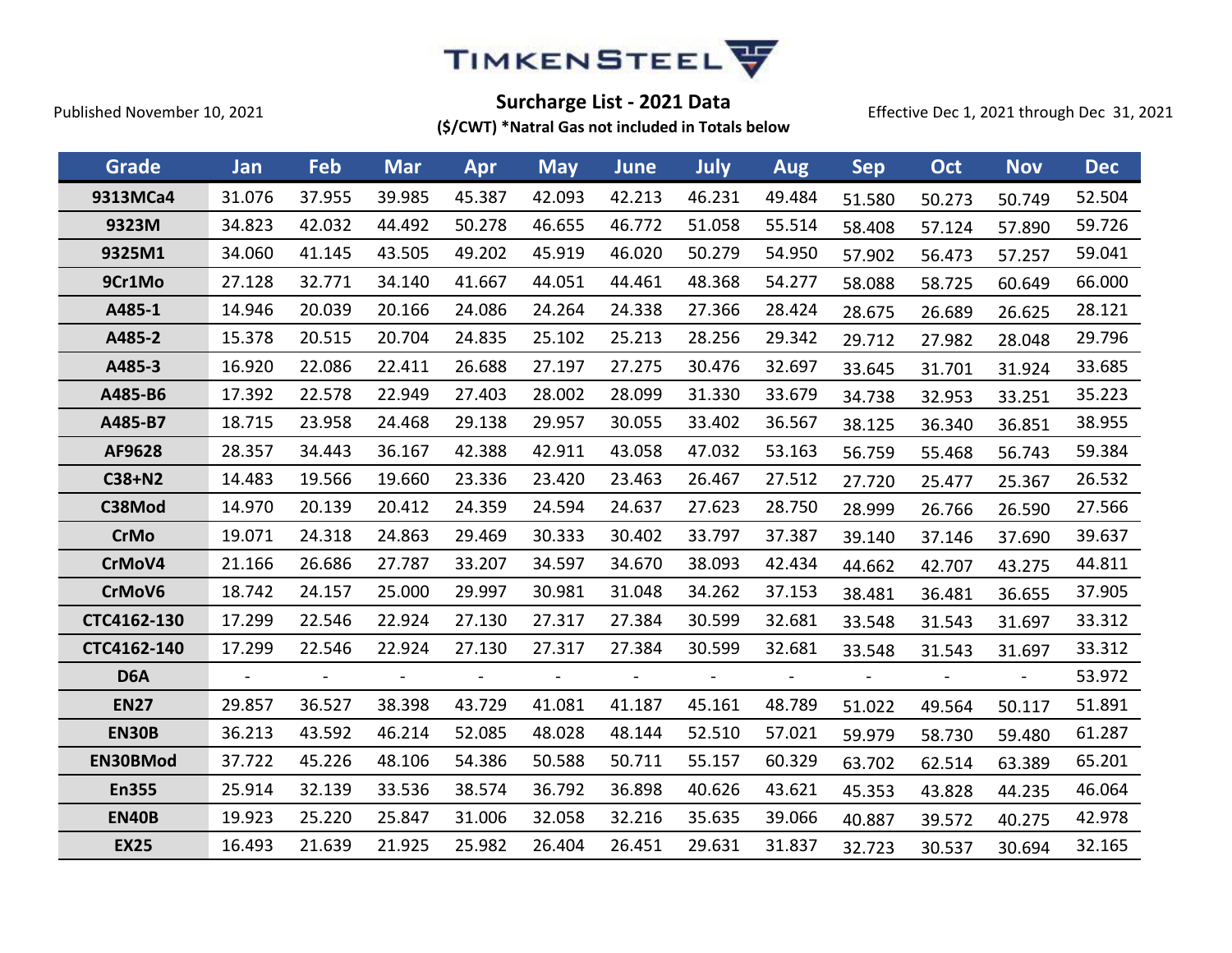TIMKENSTEEL

Published November 10, 2021

**Surcharge List - 2021 Data**

**($/CWT) *Natral Gas not included in Totals below**

Effective Dec 1, 2021 through Dec 31, 2021

| Grade | Jan | Feb | Mar | Apr | May | June | July | Aug | Sep | Oct | Nov | Dec |
|---|---|---|---|---|---|---|---|---|---|---|---|---|
| 9313MCa4 | 31.076 | 37.955 | 39.985 | 45.387 | 42.093 | 42.213 | 46.231 | 49.484 | 51.580 | 50.273 | 50.749 | 52.504 |
| 9323M | 34.823 | 42.032 | 44.492 | 50.278 | 46.655 | 46.772 | 51.058 | 55.514 | 58.408 | 57.124 | 57.890 | 59.726 |
| 9325M1 | 34.060 | 41.145 | 43.505 | 49.202 | 45.919 | 46.020 | 50.279 | 54.950 | 57.902 | 56.473 | 57.257 | 59.041 |
| 9Cr1Mo | 27.128 | 32.771 | 34.140 | 41.667 | 44.051 | 44.461 | 48.368 | 54.277 | 58.088 | 58.725 | 60.649 | 66.000 |
| A485-1 | 14.946 | 20.039 | 20.166 | 24.086 | 24.264 | 24.338 | 27.366 | 28.424 | 28.675 | 26.689 | 26.625 | 28.121 |
| A485-2 | 15.378 | 20.515 | 20.704 | 24.835 | 25.102 | 25.213 | 28.256 | 29.342 | 29.712 | 27.982 | 28.048 | 29.796 |
| A485-3 | 16.920 | 22.086 | 22.411 | 26.688 | 27.197 | 27.275 | 30.476 | 32.697 | 33.645 | 31.701 | 31.924 | 33.685 |
| A485-B6 | 17.392 | 22.578 | 22.949 | 27.403 | 28.002 | 28.099 | 31.330 | 33.679 | 34.738 | 32.953 | 33.251 | 35.223 |
| A485-B7 | 18.715 | 23.958 | 24.468 | 29.138 | 29.957 | 30.055 | 33.402 | 36.567 | 38.125 | 36.340 | 36.851 | 38.955 |
| AF9628 | 28.357 | 34.443 | 36.167 | 42.388 | 42.911 | 43.058 | 47.032 | 53.163 | 56.759 | 55.468 | 56.743 | 59.384 |
| C38+N2 | 14.483 | 19.566 | 19.660 | 23.336 | 23.420 | 23.463 | 26.467 | 27.512 | 27.720 | 25.477 | 25.367 | 26.532 |
| C38Mod | 14.970 | 20.139 | 20.412 | 24.359 | 24.594 | 24.637 | 27.623 | 28.750 | 28.999 | 26.766 | 26.590 | 27.566 |
| CrMo | 19.071 | 24.318 | 24.863 | 29.469 | 30.333 | 30.402 | 33.797 | 37.387 | 39.140 | 37.146 | 37.690 | 39.637 |
| CrMoV4 | 21.166 | 26.686 | 27.787 | 33.207 | 34.597 | 34.670 | 38.093 | 42.434 | 44.662 | 42.707 | 43.275 | 44.811 |
| CrMoV6 | 18.742 | 24.157 | 25.000 | 29.997 | 30.981 | 31.048 | 34.262 | 37.153 | 38.481 | 36.481 | 36.655 | 37.905 |
| CTC4162-130 | 17.299 | 22.546 | 22.924 | 27.130 | 27.317 | 27.384 | 30.599 | 32.681 | 33.548 | 31.543 | 31.697 | 33.312 |
| CTC4162-140 | 17.299 | 22.546 | 22.924 | 27.130 | 27.317 | 27.384 | 30.599 | 32.681 | 33.548 | 31.543 | 31.697 | 33.312 |
| D6A | - | - | - | - | - | - | - | - | - | - | - | 53.972 |
| EN27 | 29.857 | 36.527 | 38.398 | 43.729 | 41.081 | 41.187 | 45.161 | 48.789 | 51.022 | 49.564 | 50.117 | 51.891 |
| EN30B | 36.213 | 43.592 | 46.214 | 52.085 | 48.028 | 48.144 | 52.510 | 57.021 | 59.979 | 58.730 | 59.480 | 61.287 |
| EN30BMod | 37.722 | 45.226 | 48.106 | 54.386 | 50.588 | 50.711 | 55.157 | 60.329 | 63.702 | 62.514 | 63.389 | 65.201 |
| En355 | 25.914 | 32.139 | 33.536 | 38.574 | 36.792 | 36.898 | 40.626 | 43.621 | 45.353 | 43.828 | 44.235 | 46.064 |
| EN40B | 19.923 | 25.220 | 25.847 | 31.006 | 32.058 | 32.216 | 35.635 | 39.066 | 40.887 | 39.572 | 40.275 | 42.978 |
| EX25 | 16.493 | 21.639 | 21.925 | 25.982 | 26.404 | 26.451 | 29.631 | 31.837 | 32.723 | 30.537 | 30.694 | 32.165 |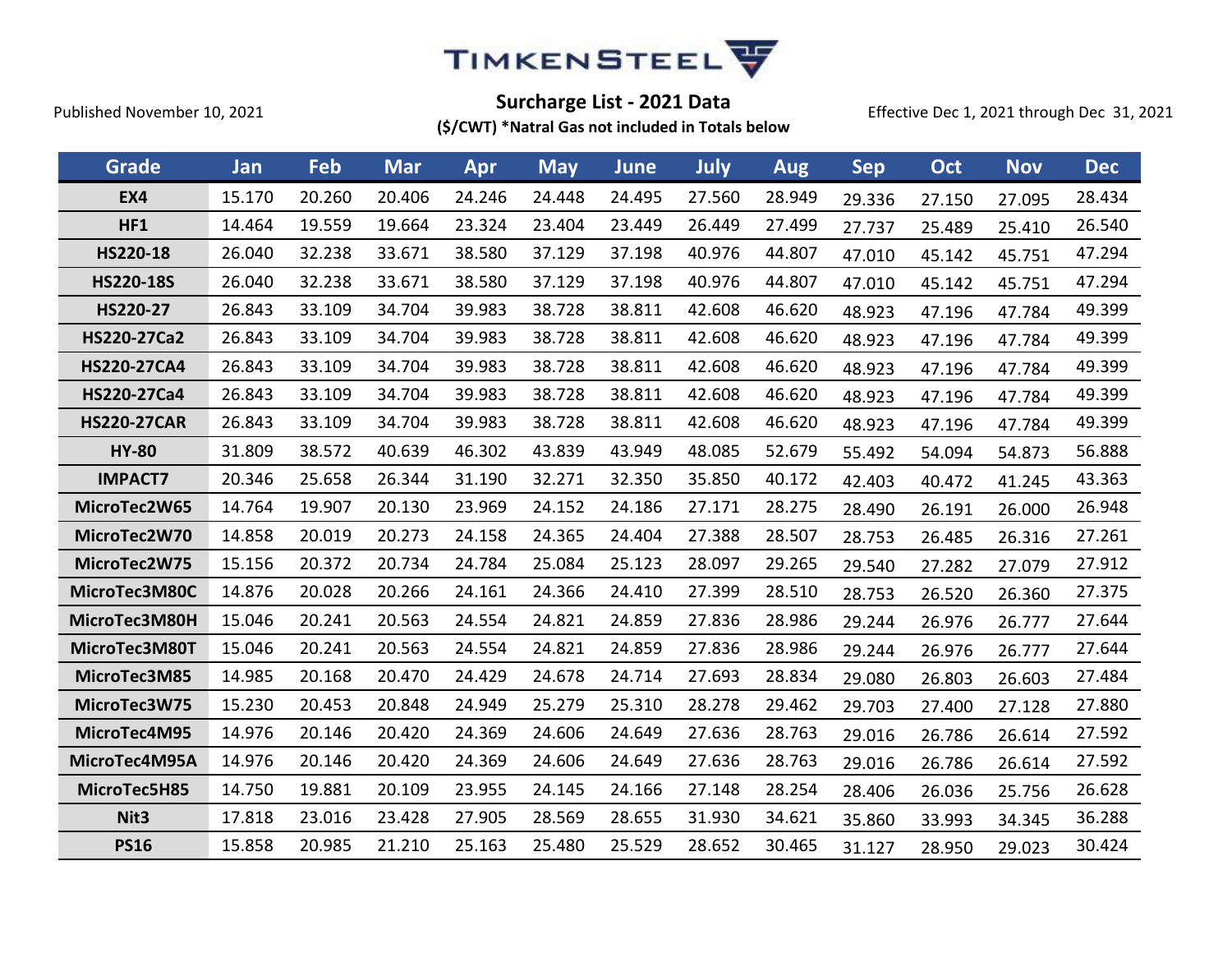# TIMKENSTEEL

Published November 10, 2021

## Surcharge List - 2021 Data

**($/CWT) *Natral Gas not included in Totals below**

Effective Dec 1, 2021 through Dec 31, 2021

| Grade | Jan | Feb | Mar | Apr | May | June | July | Aug | Sep | Oct | Nov | Dec |
|---|---|---|---|---|---|---|---|---|---|---|---|---|
| **EX4** | 15.170 | 20.260 | 20.406 | 24.246 | 24.448 | 24.495 | 27.560 | 28.949 | 29.336 | 27.150 | 27.095 | 28.434 |
| **HF1** | 14.464 | 19.559 | 19.664 | 23.324 | 23.404 | 23.449 | 26.449 | 27.499 | 27.737 | 25.489 | 25.410 | 26.540 |
| **HS220-18** | 26.040 | 32.238 | 33.671 | 38.580 | 37.129 | 37.198 | 40.976 | 44.807 | 47.010 | 45.142 | 45.751 | 47.294 |
| **HS220-18S** | 26.040 | 32.238 | 33.671 | 38.580 | 37.129 | 37.198 | 40.976 | 44.807 | 47.010 | 45.142 | 45.751 | 47.294 |
| **HS220-27** | 26.843 | 33.109 | 34.704 | 39.983 | 38.728 | 38.811 | 42.608 | 46.620 | 48.923 | 47.196 | 47.784 | 49.399 |
| **HS220-27Ca2** | 26.843 | 33.109 | 34.704 | 39.983 | 38.728 | 38.811 | 42.608 | 46.620 | 48.923 | 47.196 | 47.784 | 49.399 |
| **HS220-27CA4** | 26.843 | 33.109 | 34.704 | 39.983 | 38.728 | 38.811 | 42.608 | 46.620 | 48.923 | 47.196 | 47.784 | 49.399 |
| **HS220-27Ca4** | 26.843 | 33.109 | 34.704 | 39.983 | 38.728 | 38.811 | 42.608 | 46.620 | 48.923 | 47.196 | 47.784 | 49.399 |
| **HS220-27CAR** | 26.843 | 33.109 | 34.704 | 39.983 | 38.728 | 38.811 | 42.608 | 46.620 | 48.923 | 47.196 | 47.784 | 49.399 |
| **HY-80** | 31.809 | 38.572 | 40.639 | 46.302 | 43.839 | 43.949 | 48.085 | 52.679 | 55.492 | 54.094 | 54.873 | 56.888 |
| **IMPACT7** | 20.346 | 25.658 | 26.344 | 31.190 | 32.271 | 32.350 | 35.850 | 40.172 | 42.403 | 40.472 | 41.245 | 43.363 |
| **MicroTec2W65** | 14.764 | 19.907 | 20.130 | 23.969 | 24.152 | 24.186 | 27.171 | 28.275 | 28.490 | 26.191 | 26.000 | 26.948 |
| **MicroTec2W70** | 14.858 | 20.019 | 20.273 | 24.158 | 24.365 | 24.404 | 27.388 | 28.507 | 28.753 | 26.485 | 26.316 | 27.261 |
| **MicroTec2W75** | 15.156 | 20.372 | 20.734 | 24.784 | 25.084 | 25.123 | 28.097 | 29.265 | 29.540 | 27.282 | 27.079 | 27.912 |
| **MicroTec3M80C** | 14.876 | 20.028 | 20.266 | 24.161 | 24.366 | 24.410 | 27.399 | 28.510 | 28.753 | 26.520 | 26.360 | 27.375 |
| **MicroTec3M80H** | 15.046 | 20.241 | 20.563 | 24.554 | 24.821 | 24.859 | 27.836 | 28.986 | 29.244 | 26.976 | 26.777 | 27.644 |
| **MicroTec3M80T** | 15.046 | 20.241 | 20.563 | 24.554 | 24.821 | 24.859 | 27.836 | 28.986 | 29.244 | 26.976 | 26.777 | 27.644 |
| **MicroTec3M85** | 14.985 | 20.168 | 20.470 | 24.429 | 24.678 | 24.714 | 27.693 | 28.834 | 29.080 | 26.803 | 26.603 | 27.484 |
| **MicroTec3W75** | 15.230 | 20.453 | 20.848 | 24.949 | 25.279 | 25.310 | 28.278 | 29.462 | 29.703 | 27.400 | 27.128 | 27.880 |
| **MicroTec4M95** | 14.976 | 20.146 | 20.420 | 24.369 | 24.606 | 24.649 | 27.636 | 28.763 | 29.016 | 26.786 | 26.614 | 27.592 |
| **MicroTec4M95A** | 14.976 | 20.146 | 20.420 | 24.369 | 24.606 | 24.649 | 27.636 | 28.763 | 29.016 | 26.786 | 26.614 | 27.592 |
| **MicroTec5H85** | 14.750 | 19.881 | 20.109 | 23.955 | 24.145 | 24.166 | 27.148 | 28.254 | 28.406 | 26.036 | 25.756 | 26.628 |
| **Nit3** | 17.818 | 23.016 | 23.428 | 27.905 | 28.569 | 28.655 | 31.930 | 34.621 | 35.860 | 33.993 | 34.345 | 36.288 |
| **PS16** | 15.858 | 20.985 | 21.210 | 25.163 | 25.480 | 25.529 | 28.652 | 30.465 | 31.127 | 28.950 | 29.023 | 30.424 |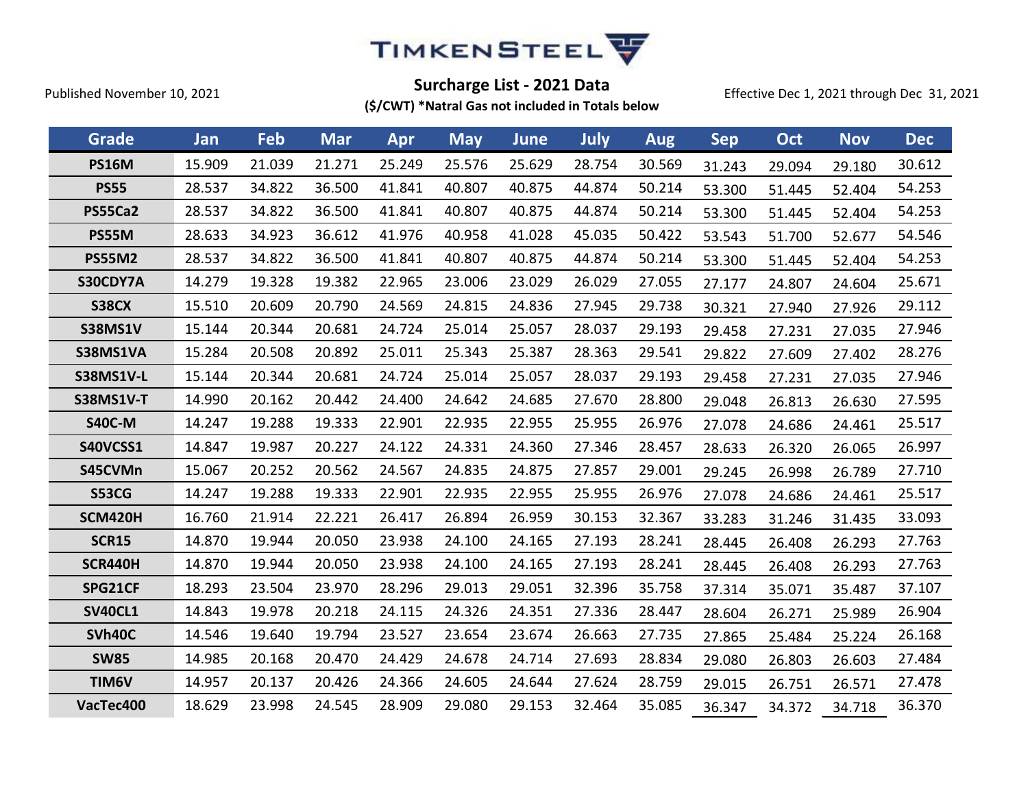TIMKENSTEEL

Published November 10, 2021

**Surcharge List - 2021 Data**

**($/CWT) *Natral Gas not included in Totals below**

Effective Dec 1, 2021 through Dec 31, 2021

| Grade | Jan | Feb | Mar | Apr | May | June | July | Aug | Sep | Oct | Nov | Dec |
|---|---|---|---|---|---|---|---|---|---|---|---|---|
| **PS16M** | 15.909 | 21.039 | 21.271 | 25.249 | 25.576 | 25.629 | 28.754 | 30.569 | 31.243 | 29.094 | 29.180 | 30.612 |
| **PS55** | 28.537 | 34.822 | 36.500 | 41.841 | 40.807 | 40.875 | 44.874 | 50.214 | 53.300 | 51.445 | 52.404 | 54.253 |
| **PS55Ca2** | 28.537 | 34.822 | 36.500 | 41.841 | 40.807 | 40.875 | 44.874 | 50.214 | 53.300 | 51.445 | 52.404 | 54.253 |
| **PS55M** | 28.633 | 34.923 | 36.612 | 41.976 | 40.958 | 41.028 | 45.035 | 50.422 | 53.543 | 51.700 | 52.677 | 54.546 |
| **PS55M2** | 28.537 | 34.822 | 36.500 | 41.841 | 40.807 | 40.875 | 44.874 | 50.214 | 53.300 | 51.445 | 52.404 | 54.253 |
| **S30CDY7A** | 14.279 | 19.328 | 19.382 | 22.965 | 23.006 | 23.029 | 26.029 | 27.055 | 27.177 | 24.807 | 24.604 | 25.671 |
| **S38CX** | 15.510 | 20.609 | 20.790 | 24.569 | 24.815 | 24.836 | 27.945 | 29.738 | 30.321 | 27.940 | 27.926 | 29.112 |
| **S38MS1V** | 15.144 | 20.344 | 20.681 | 24.724 | 25.014 | 25.057 | 28.037 | 29.193 | 29.458 | 27.231 | 27.035 | 27.946 |
| **S38MS1VA** | 15.284 | 20.508 | 20.892 | 25.011 | 25.343 | 25.387 | 28.363 | 29.541 | 29.822 | 27.609 | 27.402 | 28.276 |
| **S38MS1V-L** | 15.144 | 20.344 | 20.681 | 24.724 | 25.014 | 25.057 | 28.037 | 29.193 | 29.458 | 27.231 | 27.035 | 27.946 |
| **S38MS1V-T** | 14.990 | 20.162 | 20.442 | 24.400 | 24.642 | 24.685 | 27.670 | 28.800 | 29.048 | 26.813 | 26.630 | 27.595 |
| **S40C-M** | 14.247 | 19.288 | 19.333 | 22.901 | 22.935 | 22.955 | 25.955 | 26.976 | 27.078 | 24.686 | 24.461 | 25.517 |
| **S40VCSS1** | 14.847 | 19.987 | 20.227 | 24.122 | 24.331 | 24.360 | 27.346 | 28.457 | 28.633 | 26.320 | 26.065 | 26.997 |
| **S45CVMn** | 15.067 | 20.252 | 20.562 | 24.567 | 24.835 | 24.875 | 27.857 | 29.001 | 29.245 | 26.998 | 26.789 | 27.710 |
| **S53CG** | 14.247 | 19.288 | 19.333 | 22.901 | 22.935 | 22.955 | 25.955 | 26.976 | 27.078 | 24.686 | 24.461 | 25.517 |
| **SCM420H** | 16.760 | 21.914 | 22.221 | 26.417 | 26.894 | 26.959 | 30.153 | 32.367 | 33.283 | 31.246 | 31.435 | 33.093 |
| **SCR15** | 14.870 | 19.944 | 20.050 | 23.938 | 24.100 | 24.165 | 27.193 | 28.241 | 28.445 | 26.408 | 26.293 | 27.763 |
| **SCR440H** | 14.870 | 19.944 | 20.050 | 23.938 | 24.100 | 24.165 | 27.193 | 28.241 | 28.445 | 26.408 | 26.293 | 27.763 |
| **SPG21CF** | 18.293 | 23.504 | 23.970 | 28.296 | 29.013 | 29.051 | 32.396 | 35.758 | 37.314 | 35.071 | 35.487 | 37.107 |
| **SV40CL1** | 14.843 | 19.978 | 20.218 | 24.115 | 24.326 | 24.351 | 27.336 | 28.447 | 28.604 | 26.271 | 25.989 | 26.904 |
| **SVh40C** | 14.546 | 19.640 | 19.794 | 23.527 | 23.654 | 23.674 | 26.663 | 27.735 | 27.865 | 25.484 | 25.224 | 26.168 |
| **SW85** | 14.985 | 20.168 | 20.470 | 24.429 | 24.678 | 24.714 | 27.693 | 28.834 | 29.080 | 26.803 | 26.603 | 27.484 |
| **TIM6V** | 14.957 | 20.137 | 20.426 | 24.366 | 24.605 | 24.644 | 27.624 | 28.759 | 29.015 | 26.751 | 26.571 | 27.478 |
| **VacTec400** | 18.629 | 23.998 | 24.545 | 28.909 | 29.080 | 29.153 | 32.464 | 35.085 | 36.347 | 34.372 | 34.718 | 36.370 |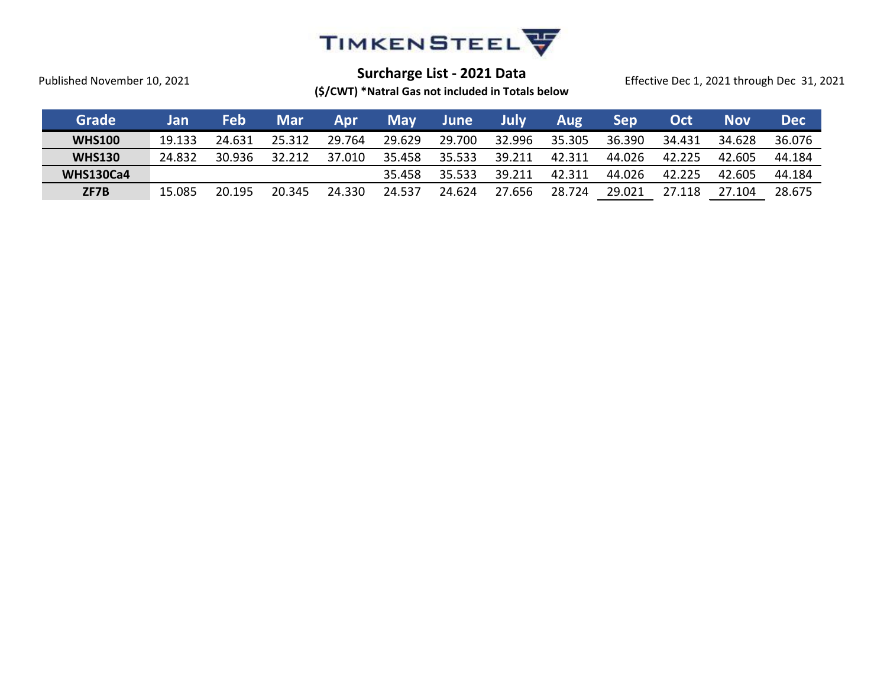TIMKENSTEEL

Published November 10, 2021

**Surcharge List - 2021 Data**

**($/CWT) *Natral Gas not included in Totals below**

Effective Dec 1, 2021 through Dec 31, 2021

| Grade | Jan | Feb | Mar | Apr | May | June | July | Aug | Sep | Oct | Nov | Dec |
|---|---|---|---|---|---|---|---|---|---|---|---|---|
| **WHS100** | 19.133 | 24.631 | 25.312 | 29.764 | 29.629 | 29.700 | 32.996 | 35.305 | 36.390 | 34.431 | 34.628 | 36.076 |
| **WHS130** | 24.832 | 30.936 | 32.212 | 37.010 | 35.458 | 35.533 | 39.211 | 42.311 | 44.026 | 42.225 | 42.605 | 44.184 |
| **WHS130Ca4** | | | | | 35.458 | 35.533 | 39.211 | 42.311 | 44.026 | 42.225 | 42.605 | 44.184 |
| **ZF7B** | 15.085 | 20.195 | 20.345 | 24.330 | 24.537 | 24.624 | 27.656 | 28.724 | 29.021 | 27.118 | 27.104 | 28.675 |